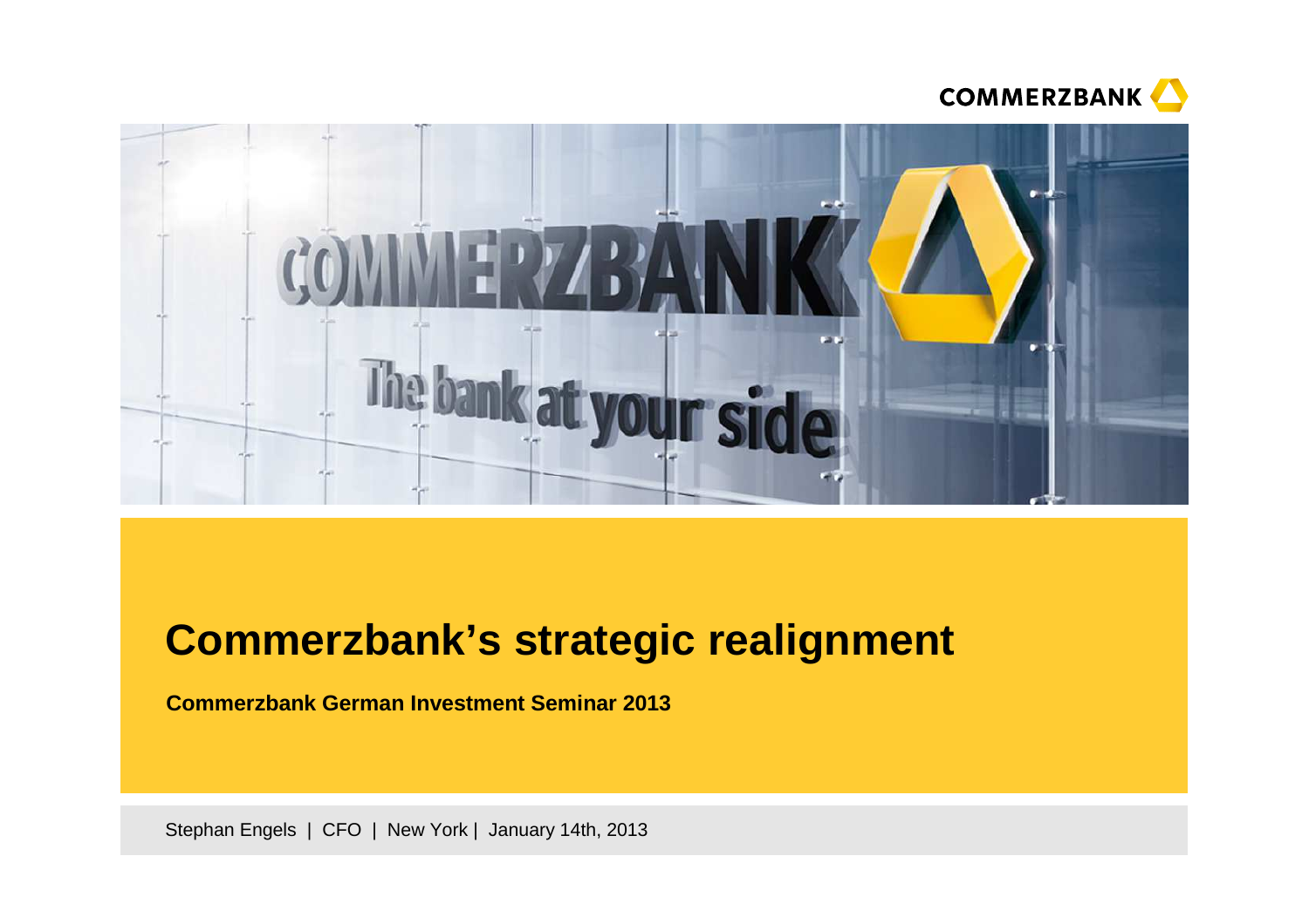# Commerzbank's strategic realignment

**Commerzbank German Investment Seminar 2013**

Stephan Engels | CFO | New York | January 14th, 2013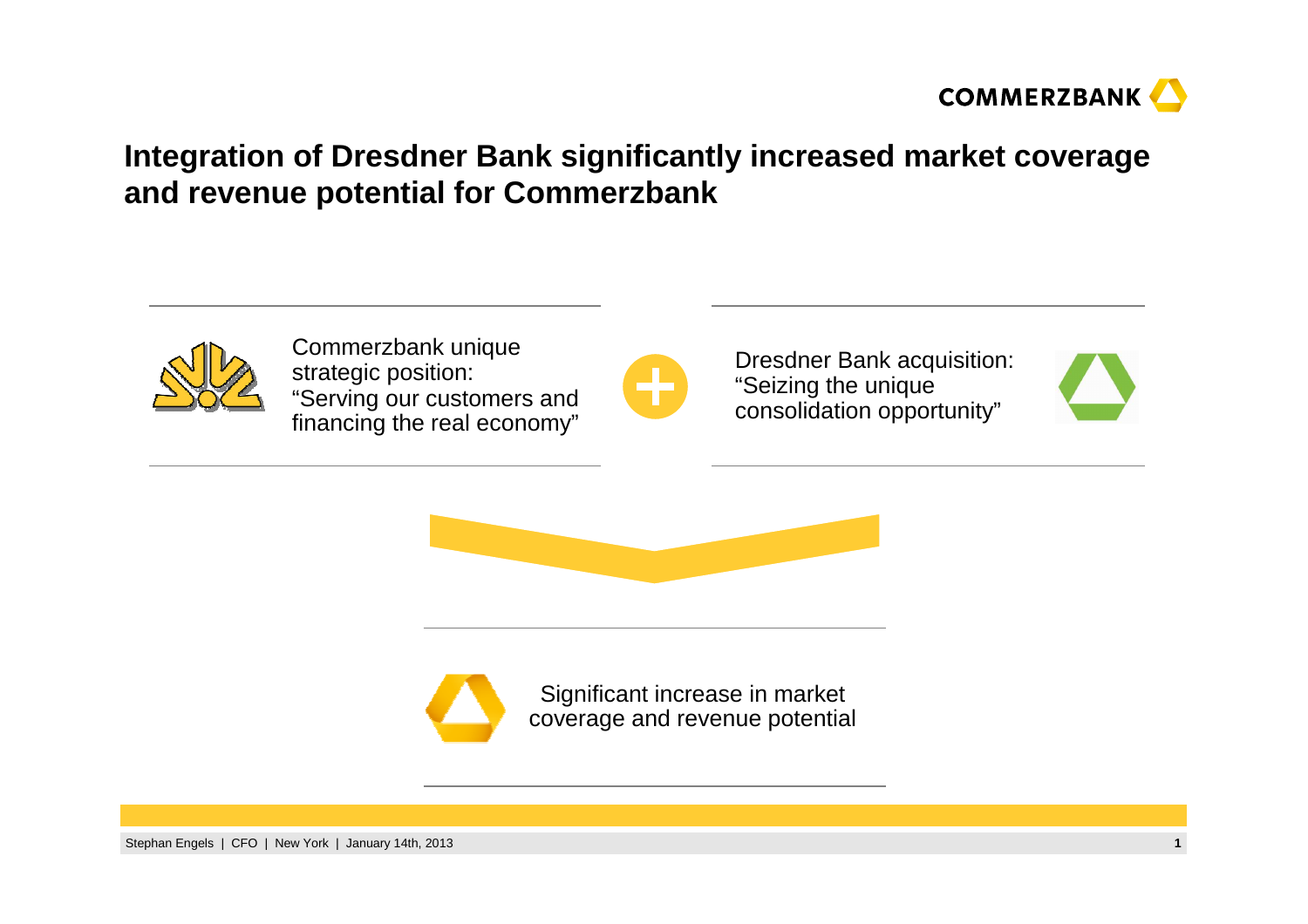# Integration of Dresdner Bank significantly increased market coverage and revenue potential for Commerzbank

Commerzbank unique strategic position:
"Serving our customers and financing the real economy"

+

Dresdner Bank acquisition:
"Seizing the unique consolidation opportunity"

Significant increase in market coverage and revenue potential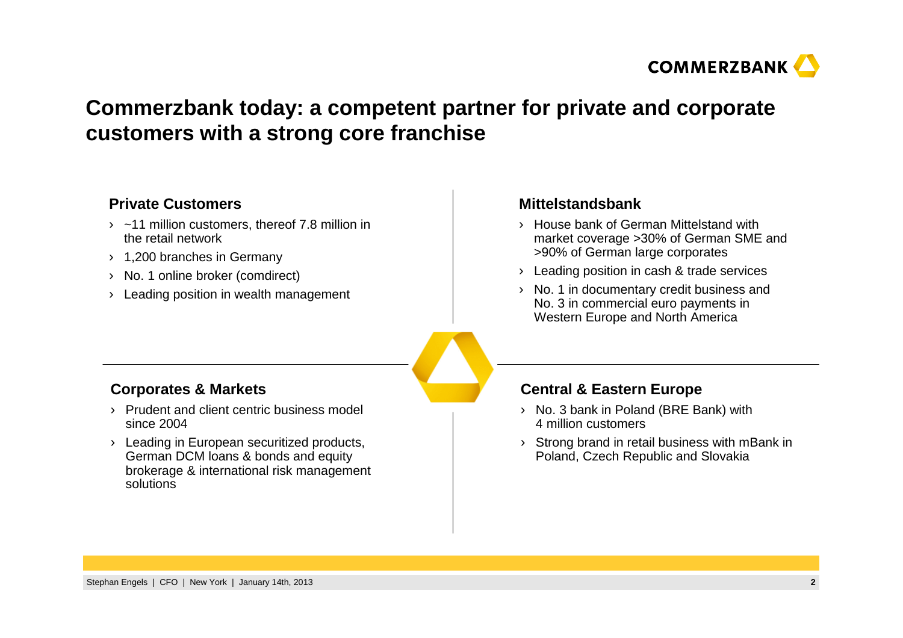# Commerzbank today: a competent partner for private and corporate customers with a strong core franchise

### Private Customers

- ~11 million customers, thereof 7.8 million in the retail network
- 1,200 branches in Germany
- No. 1 online broker (comdirect)
- Leading position in wealth management

### Mittelstandsbank

- House bank of German Mittelstand with market coverage >30% of German SME and >90% of German large corporates
- Leading position in cash & trade services
- No. 1 in documentary credit business and No. 3 in commercial euro payments in Western Europe and North America

### Corporates & Markets

- Prudent and client centric business model since 2004
- Leading in European securitized products, German DCM loans & bonds and equity brokerage & international risk management solutions

### Central & Eastern Europe

- No. 3 bank in Poland (BRE Bank) with 4 million customers
- Strong brand in retail business with mBank in Poland, Czech Republic and Slovakia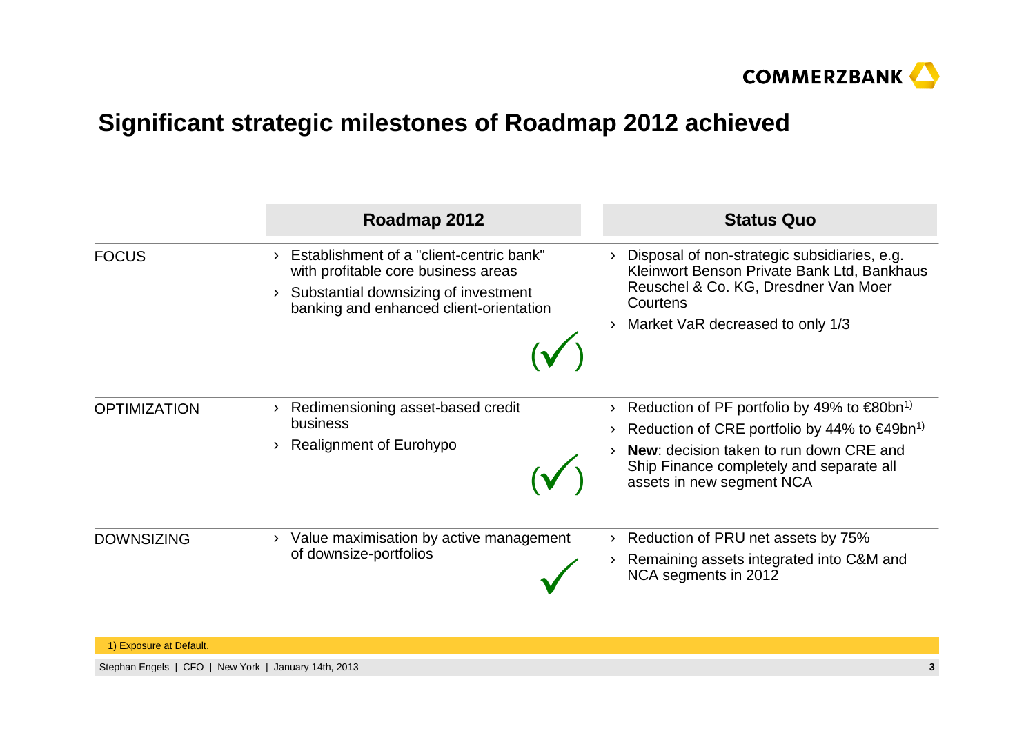# Significant strategic milestones of Roadmap 2012 achieved

| | Roadmap 2012 | Status Quo |
|---|---|---|
| FOCUS | › Establishment of a "client-centric bank" with profitable core business areas<br>› Substantial downsizing of investment banking and enhanced client-orientation<br>(✓) | › Disposal of non-strategic subsidiaries, e.g. Kleinwort Benson Private Bank Ltd, Bankhaus Reuschel & Co. KG, Dresdner Van Moer Courtens<br>› Market VaR decreased to only 1/3 |
| OPTIMIZATION | › Redimensioning asset-based credit business<br>› Realignment of Eurohypo<br>(✓) | › Reduction of PF portfolio by 49% to €80bn[1)]<br>› Reduction of CRE portfolio by 44% to €49bn[1)]<br>› **New**: decision taken to run down CRE and Ship Finance completely and separate all assets in new segment NCA |
| DOWNSIZING | › Value maximisation by active management of downsize-portfolios<br>✓ | › Reduction of PRU net assets by 75%<br>› Remaining assets integrated into C&M and NCA segments in 2012 |

1) Exposure at Default.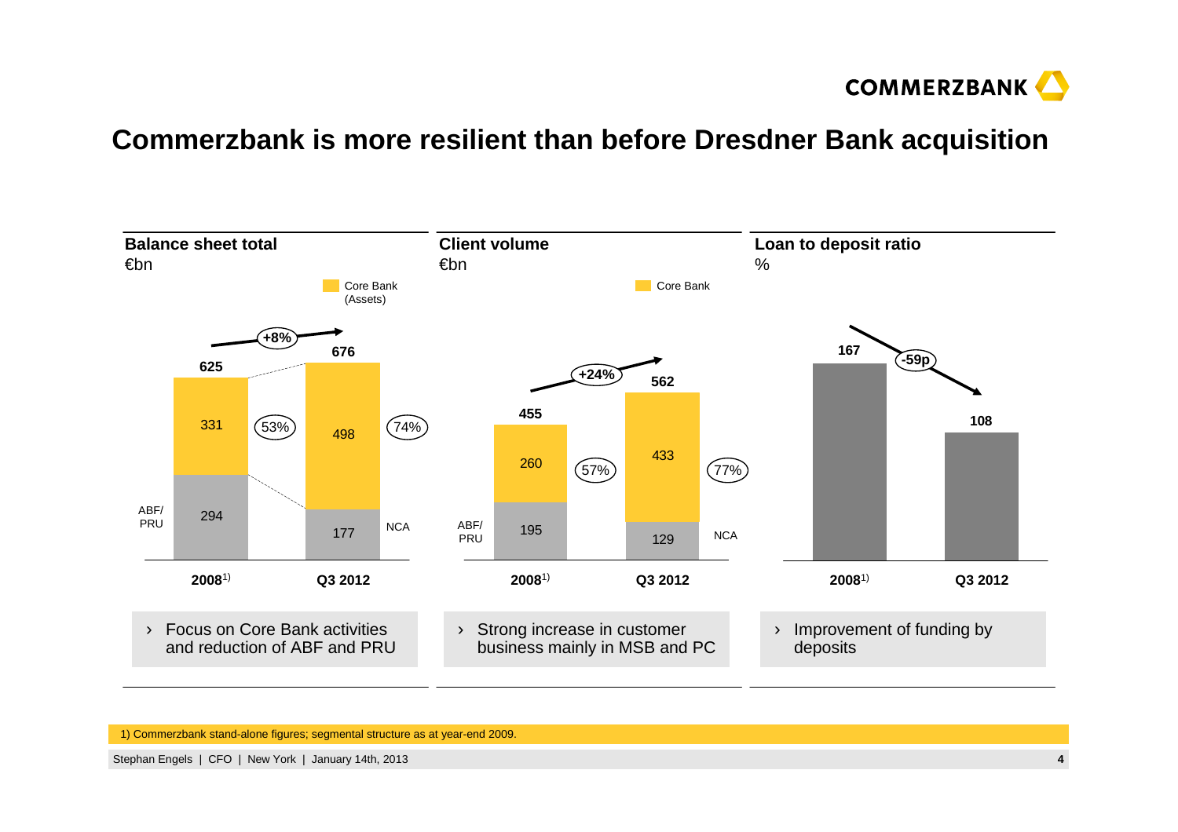# Commerzbank is more resilient than before Dresdner Bank acquisition

## Balance sheet total

€bn

| | 2008[1] | Q3 2012 |
|---|---|---|
| Core Bank (Assets) | 331 | 498 |
| ABF/PRU / NCA | 294 | 177 |
| Total | 625 | 676 |
| Core Bank share | 53% | 74% |

+8%

- Focus on Core Bank activities and reduction of ABF and PRU

## Client volume

€bn

| | 2008[1] | Q3 2012 |
|---|---|---|
| Core Bank | 260 | 433 |
| ABF/PRU / NCA | 195 | 129 |
| Total | 455 | 562 |
| Core Bank share | 57% | 77% |

+24%

- Strong increase in customer business mainly in MSB and PC

## Loan to deposit ratio

%

| 2008[1] | Q3 2012 |
|---|---|
| 167 | 108 |

-59p

- Improvement of funding by deposits

1) Commerzbank stand-alone figures; segmental structure as at year-end 2009.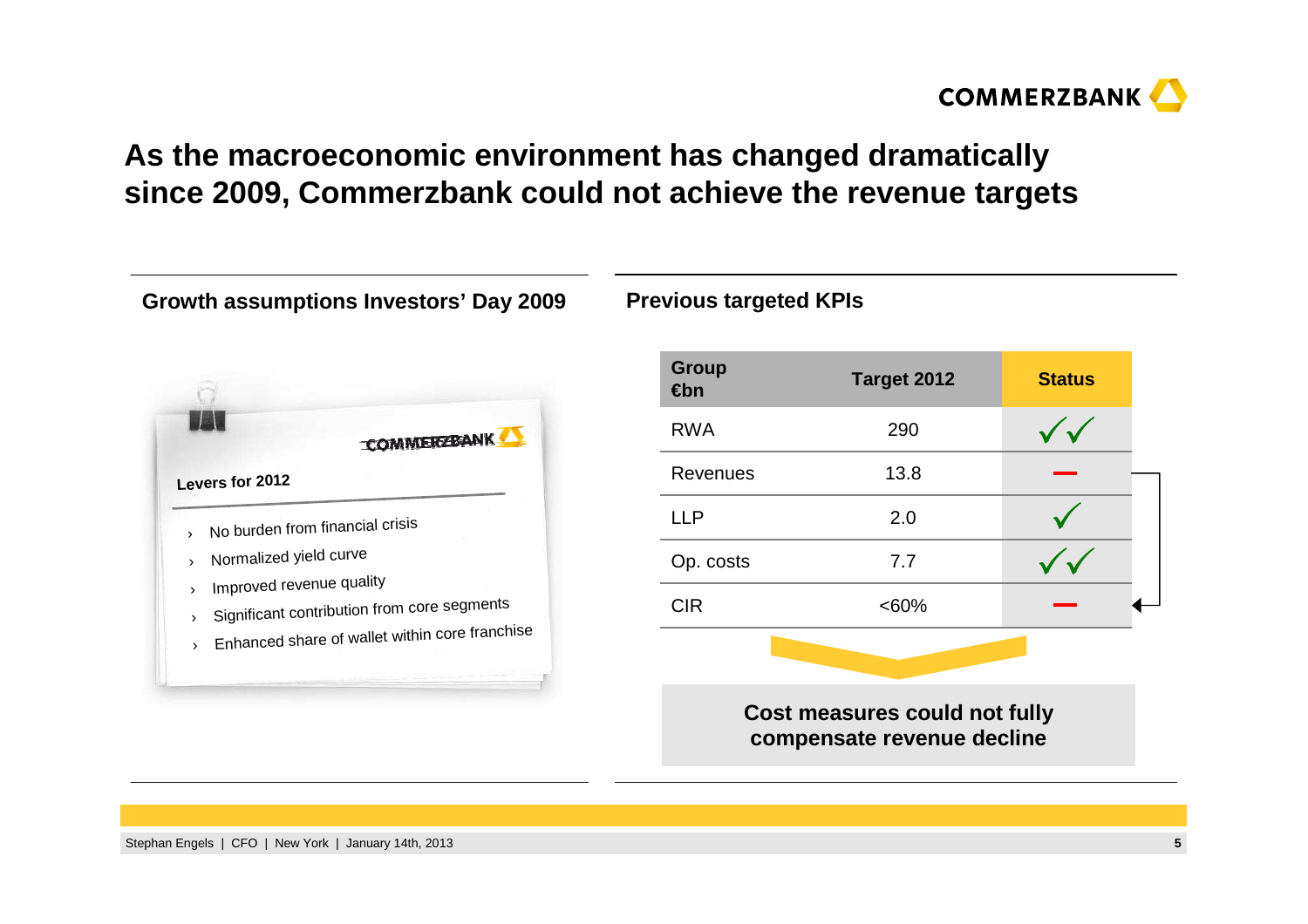# As the macroeconomic environment has changed dramatically since 2009, Commerzbank could not achieve the revenue targets

## Growth assumptions Investors' Day 2009

**Levers for 2012**

- No burden from financial crisis
- Normalized yield curve
- Improved revenue quality
- Significant contribution from core segments
- Enhanced share of wallet within core franchise

## Previous targeted KPIs

| Group €bn | Target 2012 | Status |
|---|---|---|
| RWA | 290 | ✓✓ |
| Revenues | 13.8 | — |
| LLP | 2.0 | ✓ |
| Op. costs | 7.7 | ✓✓ |
| CIR | <60% | — |

**Cost measures could not fully compensate revenue decline**

Stephan Engels | CFO | New York | January 14th, 2013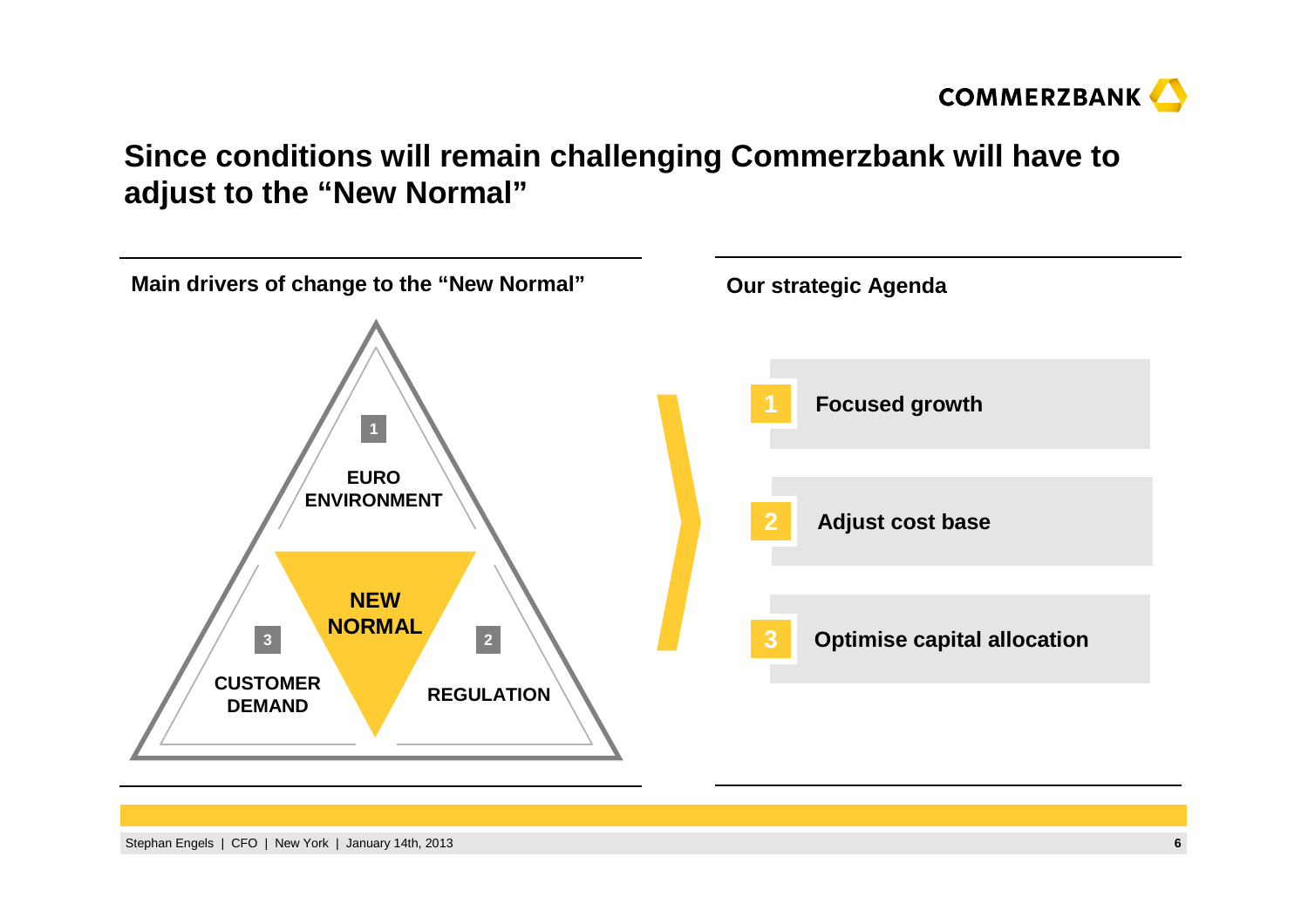# Since conditions will remain challenging Commerzbank will have to adjust to the "New Normal"

## Main drivers of change to the "New Normal"

1. EURO ENVIRONMENT
2. REGULATION
3. CUSTOMER DEMAND

NEW NORMAL

## Our strategic Agenda

1. **Focused growth**
2. **Adjust cost base**
3. **Optimise capital allocation**

Stephan Engels | CFO | New York | January 14th, 2013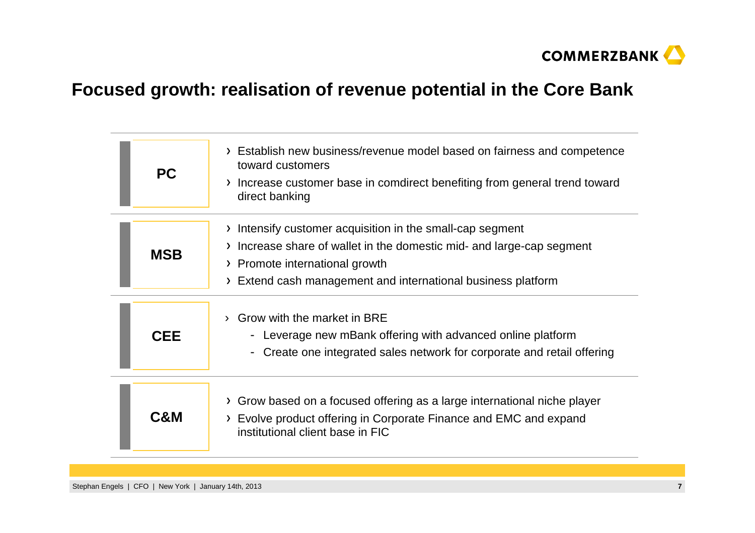# Focused growth: realisation of revenue potential in the Core Bank

| Segment | Focus |
|---|---|
| **PC** | › Establish new business/revenue model based on fairness and competence toward customers<br>› Increase customer base in comdirect benefiting from general trend toward direct banking |
| **MSB** | › Intensify customer acquisition in the small-cap segment<br>› Increase share of wallet in the domestic mid- and large-cap segment<br>› Promote international growth<br>› Extend cash management and international business platform |
| **CEE** | › Grow with the market in BRE<br>- Leverage new mBank offering with advanced online platform<br>- Create one integrated sales network for corporate and retail offering |
| **C&M** | › Grow based on a focused offering as a large international niche player<br>› Evolve product offering in Corporate Finance and EMC and expand institutional client base in FIC |

Stephan Engels | CFO | New York | January 14th, 2013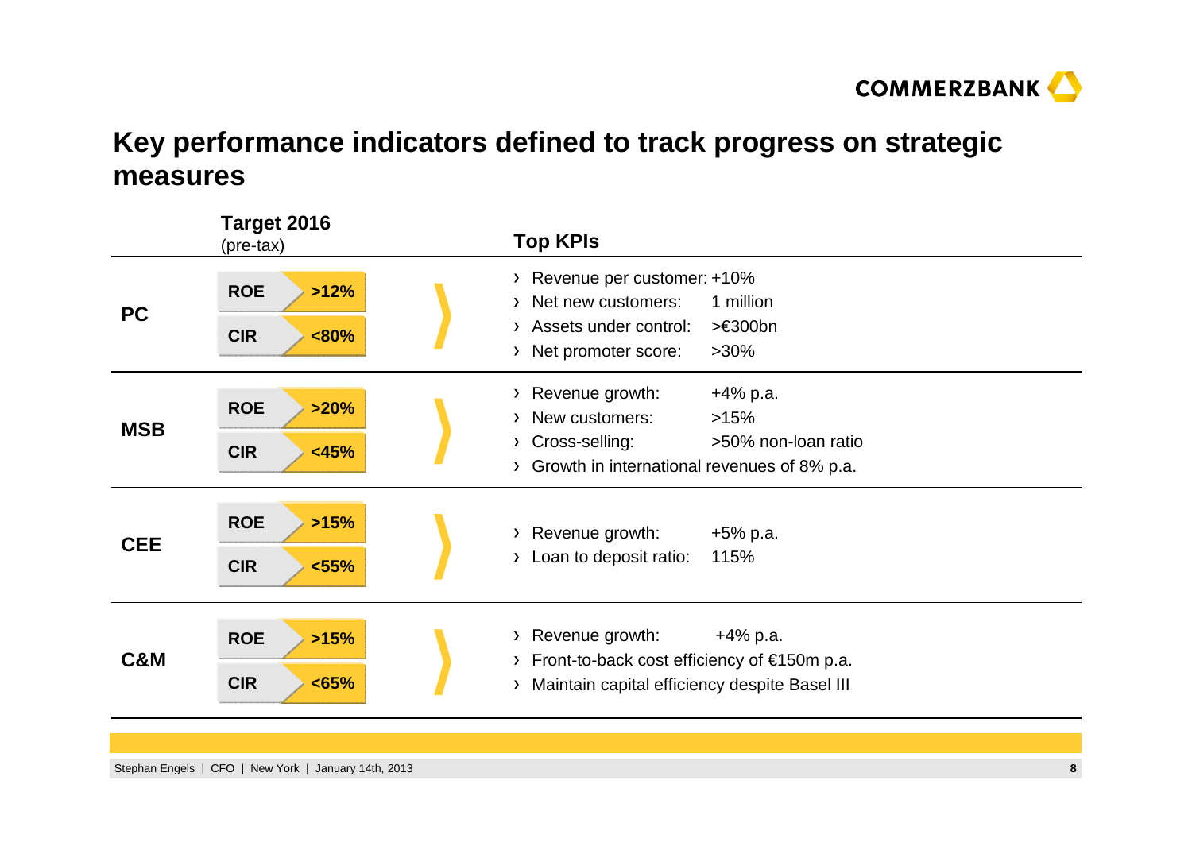# Key performance indicators defined to track progress on strategic measures

| | Target 2016 (pre-tax) | | Top KPIs |
|---|---|---|---|
| **PC** | **ROE** | **>12%** | › Revenue per customer: +10%<br>› Net new customers: 1 million<br>› Assets under control: >€300bn<br>› Net promoter score: >30% |
| | **CIR** | **<80%** | |
| **MSB** | **ROE** | **>20%** | › Revenue growth: +4% p.a.<br>› New customers: >15%<br>› Cross-selling: >50% non-loan ratio<br>› Growth in international revenues of 8% p.a. |
| | **CIR** | **<45%** | |
| **CEE** | **ROE** | **>15%** | › Revenue growth: +5% p.a.<br>› Loan to deposit ratio: 115% |
| | **CIR** | **<55%** | |
| **C&M** | **ROE** | **>15%** | › Revenue growth: +4% p.a.<br>› Front-to-back cost efficiency of €150m p.a.<br>› Maintain capital efficiency despite Basel III |
| | **CIR** | **<65%** | |

Stephan Engels | CFO | New York | January 14th, 2013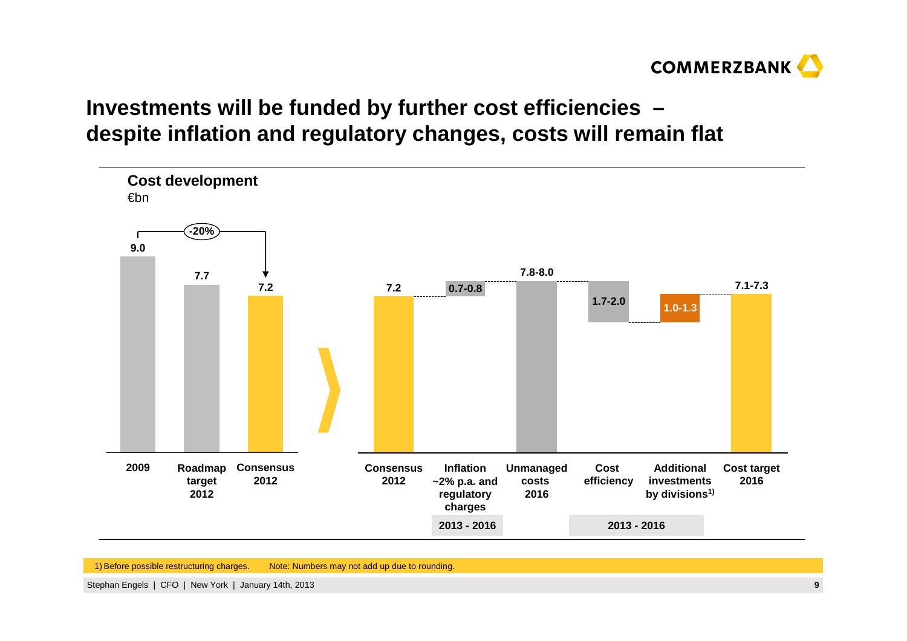# Investments will be funded by further cost efficiencies – despite inflation and regulatory changes, costs will remain flat

## Cost development

€bn

| 2009 | Roadmap target 2012 | Consensus 2012 |
|---|---|---|
| 9.0 | 7.7 | 7.2 |

-20%

| Consensus 2012 | Inflation ~2% p.a. and regulatory charges (2013 - 2016) | Unmanaged costs 2016 | Cost efficiency (2013 - 2016) | Additional investments by divisions[1] (2013 - 2016) | Cost target 2016 |
|---|---|---|---|---|---|
| 7.2 | 0.7-0.8 | 7.8-8.0 | 1.7-2.0 | 1.0-1.3 | 7.1-7.3 |

1) Before possible restructuring charges. Note: Numbers may not add up due to rounding.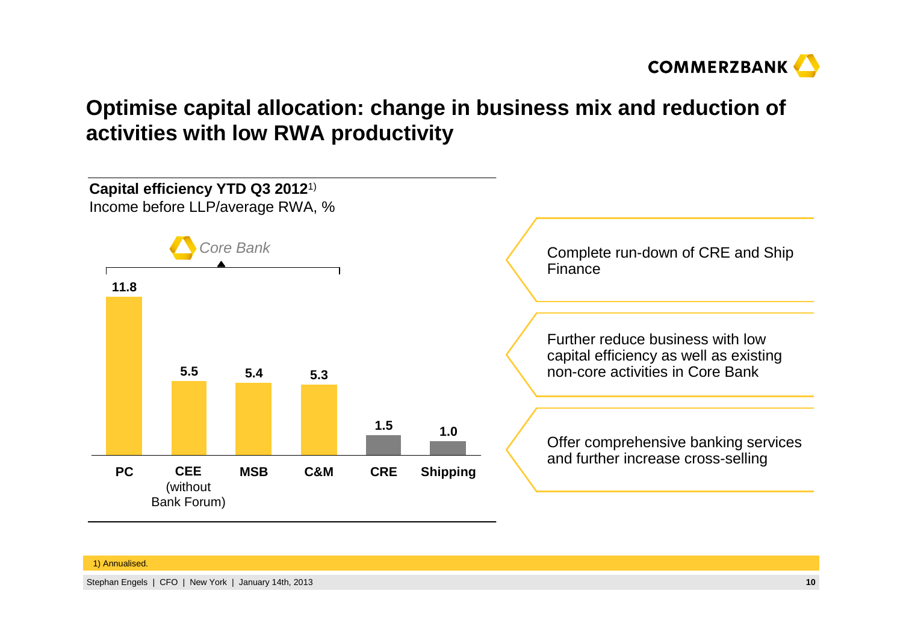# Optimise capital allocation: change in business mix and reduction of activities with low RWA productivity

**Capital efficiency YTD Q3 2012**[1)]
Income before LLP/average RWA, %

*Core Bank* (PC, CEE, MSB, C&M)

| Segment | Capital efficiency (%) |
|---|---|
| PC | 11.8 |
| CEE (without Bank Forum) | 5.5 |
| MSB | 5.4 |
| C&M | 5.3 |
| CRE | 1.5 |
| Shipping | 1.0 |

- Complete run-down of CRE and Ship Finance
- Further reduce business with low capital efficiency as well as existing non-core activities in Core Bank
- Offer comprehensive banking services and further increase cross-selling

1) Annualised.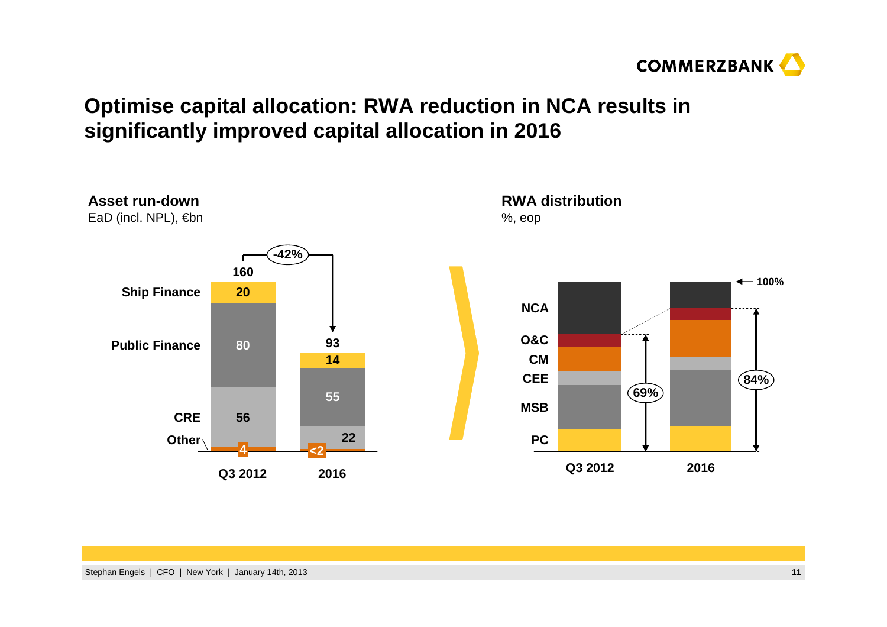# Optimise capital allocation: RWA reduction in NCA results in significantly improved capital allocation in 2016

## Asset run-down

EaD (incl. NPL), €bn

| | Q3 2012 | 2016 |
|---|---|---|
| Ship Finance | 20 | 14 |
| Public Finance | 80 | 55 |
| CRE | 56 | 22 |
| Other | 4 | <2 |
| **Total** | **160** | **93** |

-42%

## RWA distribution

%, eop

Segments: NCA, O&C, CM, CEE, MSB, PC

| | Q3 2012 | 2016 |
|---|---|---|
| Core segments (PC, MSB, CEE, CM, O&C) share of RWA | 69% | 84% |
| Total | 100% | 100% |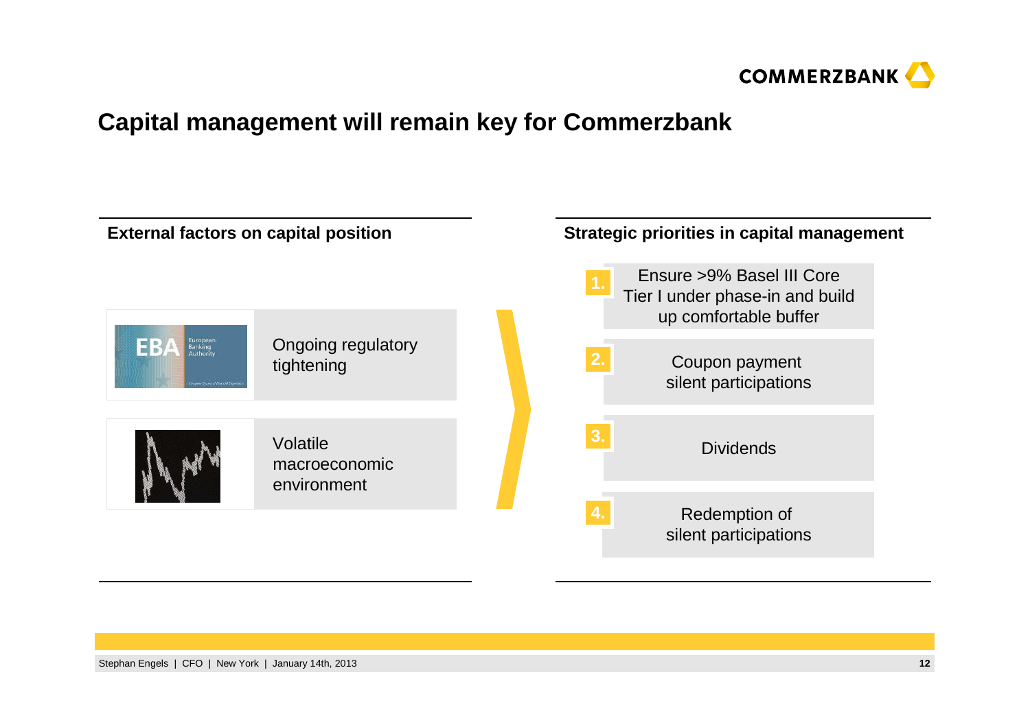# Capital management will remain key for Commerzbank

## External factors on capital position

- Ongoing regulatory tightening
- Volatile macroeconomic environment

## Strategic priorities in capital management

1. Ensure >9% Basel III Core Tier I under phase-in and build up comfortable buffer
2. Coupon payment silent participations
3. Dividends
4. Redemption of silent participations

Stephan Engels | CFO | New York | January 14th, 2013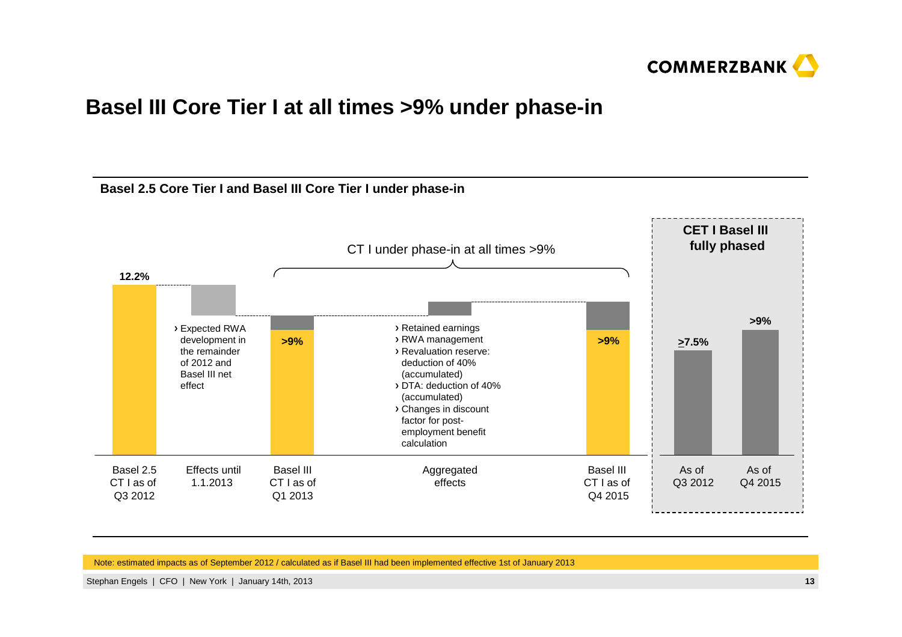# Basel III Core Tier I at all times >9% under phase-in

## Basel 2.5 Core Tier I and Basel III Core Tier I under phase-in

CT I under phase-in at all times >9%

| | Basel 2.5 CT I as of Q3 2012 | Effects until 1.1.2013 | Basel III CT I as of Q1 2013 | Aggregated effects | Basel III CT I as of Q4 2015 |
|---|---|---|---|---|---|
| Value | 12.2% | | >9% | | >9% |

Effects until 1.1.2013:
- Expected RWA development in the remainder of 2012 and Basel III net effect

Aggregated effects:
- Retained earnings
- RWA management
- Revaluation reserve: deduction of 40% (accumulated)
- DTA: deduction of 40% (accumulated)
- Changes in discount factor for post-employment benefit calculation

**CET I Basel III fully phased**

| As of Q3 2012 | As of Q4 2015 |
|---|---|
| ≥7.5% | >9% |

Note: estimated impacts as of September 2012 / calculated as if Basel III had been implemented effective 1st of January 2013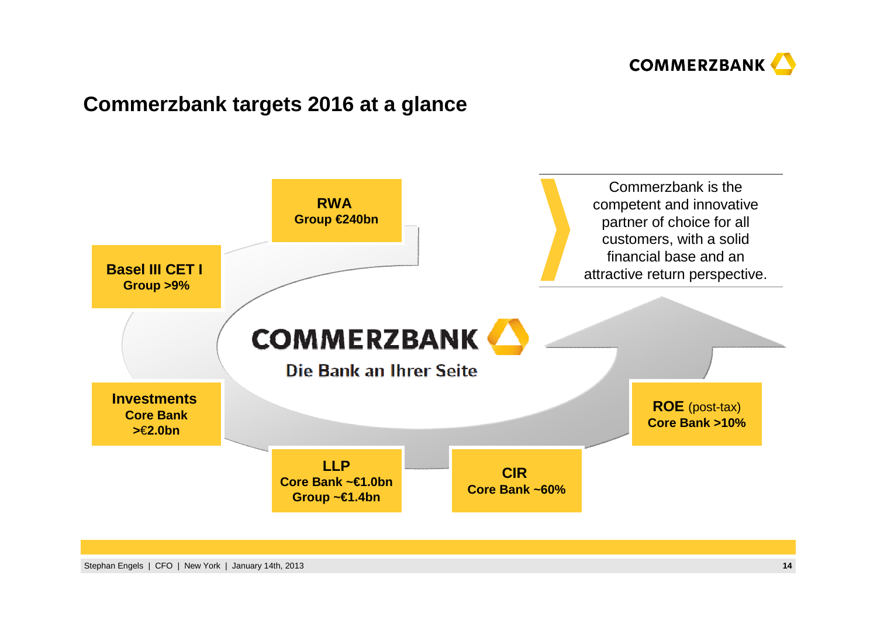# Commerzbank targets 2016 at a glance

**RWA**
**Group €240bn**

**Basel III CET I**
**Group >9%**

**Investments**
**Core Bank**
**>€2.0bn**

**LLP**
**Core Bank ~€1.0bn**
**Group ~€1.4bn**

**CIR**
**Core Bank ~60%**

**ROE** (post-tax)
**Core Bank >10%**

COMMERZBANK

Die Bank an Ihrer Seite

Commerzbank is the competent and innovative partner of choice for all customers, with a solid financial base and an attractive return perspective.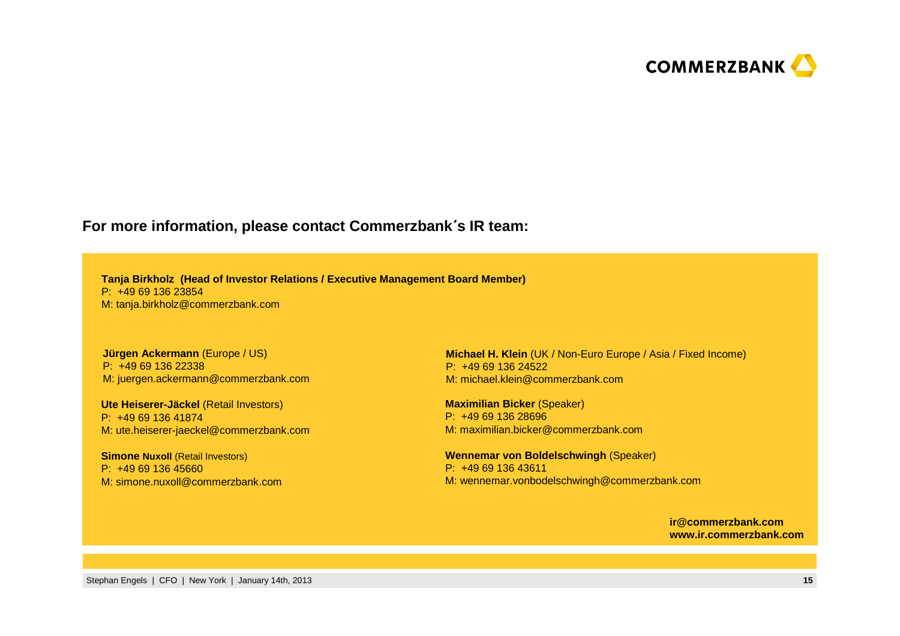COMMERZBANK

## For more information, please contact Commerzbank´s IR team:

**Tanja Birkholz (Head of Investor Relations / Executive Management Board Member)**
P: +49 69 136 23854
M: tanja.birkholz@commerzbank.com

**Jürgen Ackermann** (Europe / US)
P: +49 69 136 22338
M: juergen.ackermann@commerzbank.com

**Ute Heiserer-Jäckel** (Retail Investors)
P: +49 69 136 41874
M: ute.heiserer-jaeckel@commerzbank.com

**Simone Nuxoll** (Retail Investors)
P: +49 69 136 45660
M: simone.nuxoll@commerzbank.com

**Michael H. Klein** (UK / Non-Euro Europe / Asia / Fixed Income)
P: +49 69 136 24522
M: michael.klein@commerzbank.com

**Maximilian Bicker** (Speaker)
P: +49 69 136 28696
M: maximilian.bicker@commerzbank.com

**Wennemar von Boldelschwingh** (Speaker)
P: +49 69 136 43611
M: wennemar.vonbodelschwingh@commerzbank.com

**ir@commerzbank.com**
**www.ir.commerzbank.com**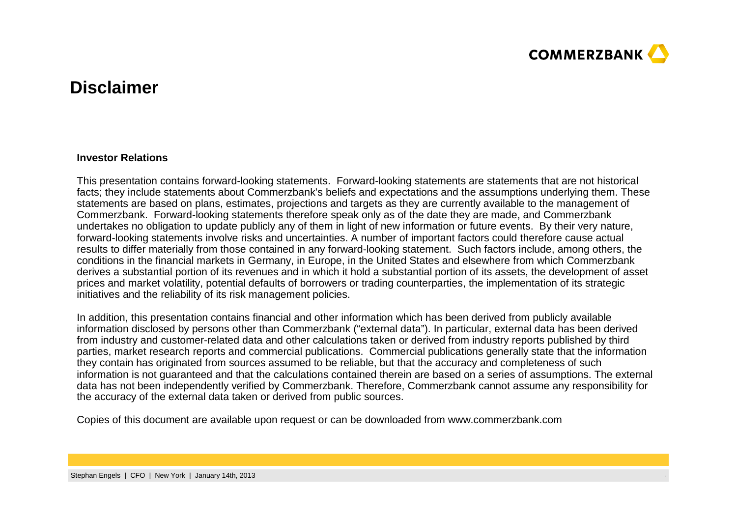# Disclaimer

**Investor Relations**

This presentation contains forward-looking statements. Forward-looking statements are statements that are not historical facts; they include statements about Commerzbank's beliefs and expectations and the assumptions underlying them. These statements are based on plans, estimates, projections and targets as they are currently available to the management of Commerzbank. Forward-looking statements therefore speak only as of the date they are made, and Commerzbank undertakes no obligation to update publicly any of them in light of new information or future events. By their very nature, forward-looking statements involve risks and uncertainties. A number of important factors could therefore cause actual results to differ materially from those contained in any forward-looking statement. Such factors include, among others, the conditions in the financial markets in Germany, in Europe, in the United States and elsewhere from which Commerzbank derives a substantial portion of its revenues and in which it hold a substantial portion of its assets, the development of asset prices and market volatility, potential defaults of borrowers or trading counterparties, the implementation of its strategic initiatives and the reliability of its risk management policies.

In addition, this presentation contains financial and other information which has been derived from publicly available information disclosed by persons other than Commerzbank ("external data"). In particular, external data has been derived from industry and customer-related data and other calculations taken or derived from industry reports published by third parties, market research reports and commercial publications. Commercial publications generally state that the information they contain has originated from sources assumed to be reliable, but that the accuracy and completeness of such information is not guaranteed and that the calculations contained therein are based on a series of assumptions. The external data has not been independently verified by Commerzbank. Therefore, Commerzbank cannot assume any responsibility for the accuracy of the external data taken or derived from public sources.

Copies of this document are available upon request or can be downloaded from www.commerzbank.com